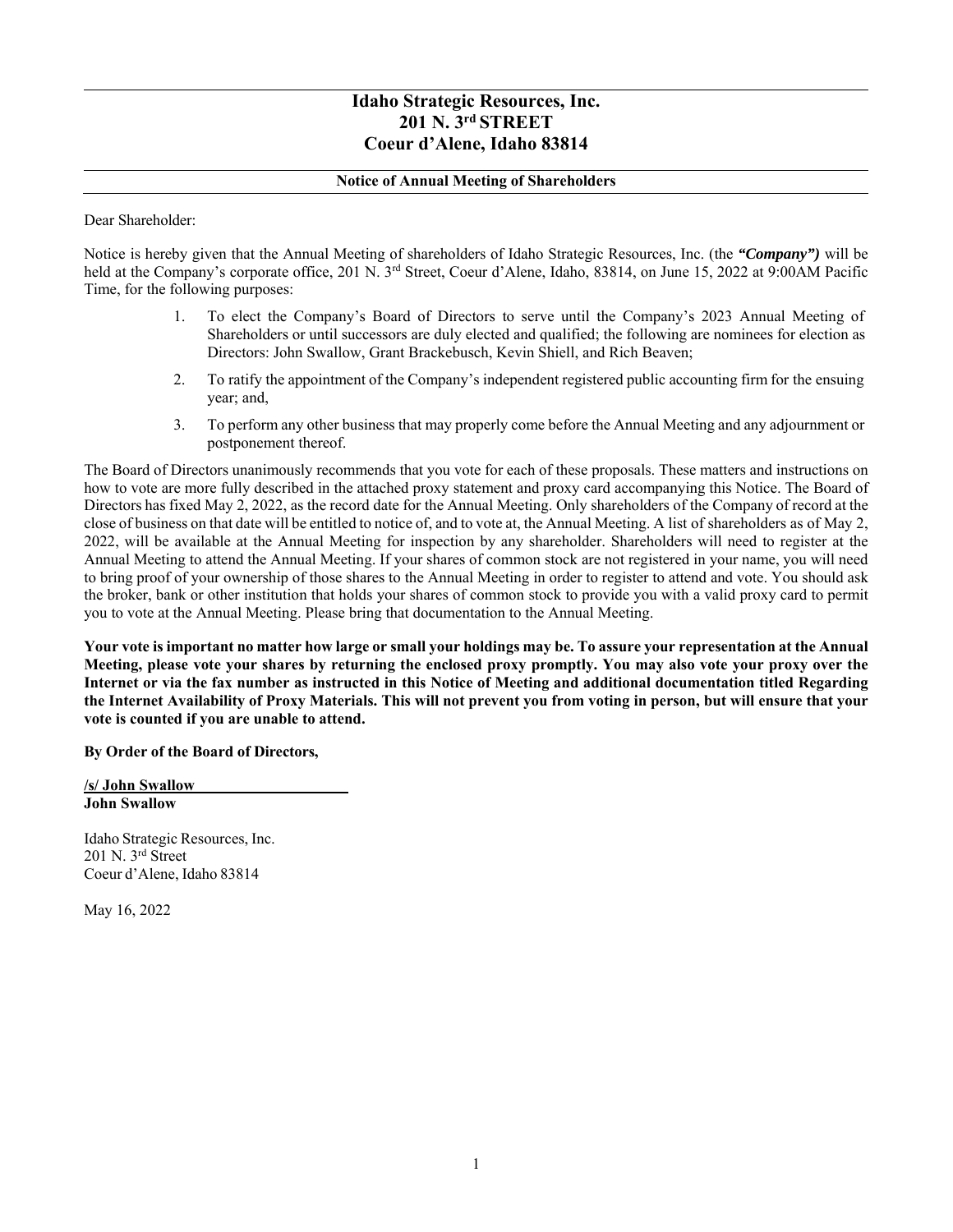# Idaho Strategic Resources, Inc.
# 201 N. 3rd STREET
# Coeur d'Alene, Idaho 83814

## Notice of Annual Meeting of Shareholders

Dear Shareholder:

Notice is hereby given that the Annual Meeting of shareholders of Idaho Strategic Resources, Inc. (the ***"Company")*** will be held at the Company's corporate office, 201 N. 3rd Street, Coeur d'Alene, Idaho, 83814, on June 15, 2022 at 9:00AM Pacific Time, for the following purposes:

1. To elect the Company's Board of Directors to serve until the Company's 2023 Annual Meeting of Shareholders or until successors are duly elected and qualified; the following are nominees for election as Directors: John Swallow, Grant Brackebusch, Kevin Shiell, and Rich Beaven;
2. To ratify the appointment of the Company's independent registered public accounting firm for the ensuing year; and,
3. To perform any other business that may properly come before the Annual Meeting and any adjournment or postponement thereof.

The Board of Directors unanimously recommends that you vote for each of these proposals. These matters and instructions on how to vote are more fully described in the attached proxy statement and proxy card accompanying this Notice. The Board of Directors has fixed May 2, 2022, as the record date for the Annual Meeting. Only shareholders of the Company of record at the close of business on that date will be entitled to notice of, and to vote at, the Annual Meeting. A list of shareholders as of May 2, 2022, will be available at the Annual Meeting for inspection by any shareholder. Shareholders will need to register at the Annual Meeting to attend the Annual Meeting. If your shares of common stock are not registered in your name, you will need to bring proof of your ownership of those shares to the Annual Meeting in order to register to attend and vote. You should ask the broker, bank or other institution that holds your shares of common stock to provide you with a valid proxy card to permit you to vote at the Annual Meeting. Please bring that documentation to the Annual Meeting.

**Your vote is important no matter how large or small your holdings may be. To assure your representation at the Annual Meeting, please vote your shares by returning the enclosed proxy promptly. You may also vote your proxy over the Internet or via the fax number as instructed in this Notice of Meeting and additional documentation titled Regarding the Internet Availability of Proxy Materials. This will not prevent you from voting in person, but will ensure that your vote is counted if you are unable to attend.**

**By Order of the Board of Directors,**

**/s/ John Swallow**
**John Swallow**

Idaho Strategic Resources, Inc.
201 N. 3rd Street
Coeur d'Alene, Idaho 83814

May 16, 2022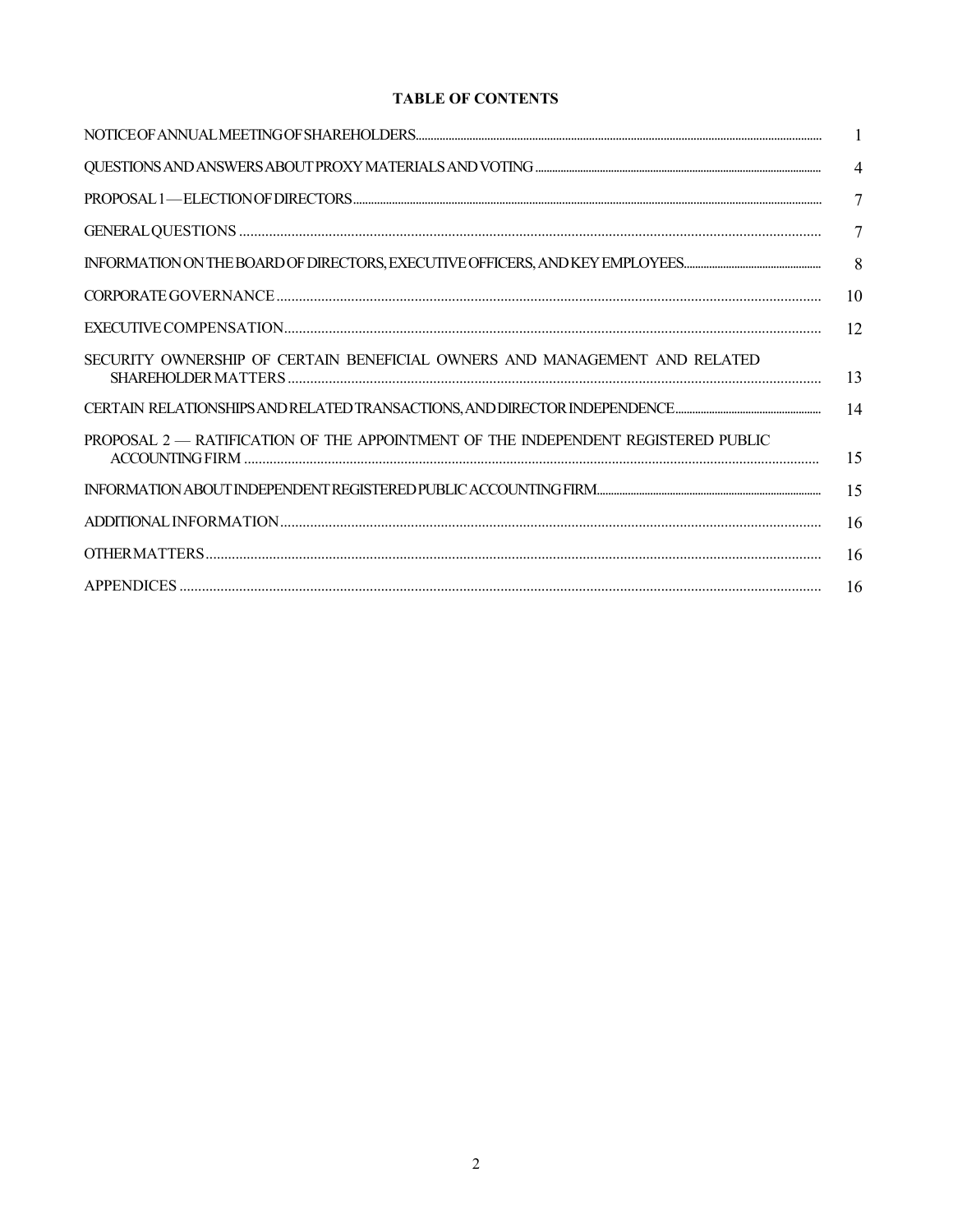**TABLE OF CONTENTS**

| | |
|---|---|
| NOTICE OF ANNUAL MEETING OF SHAREHOLDERS | 1 |
| QUESTIONS AND ANSWERS ABOUT PROXY MATERIALS AND VOTING | 4 |
| PROPOSAL 1 — ELECTION OF DIRECTORS | 7 |
| GENERAL QUESTIONS | 7 |
| INFORMATION ON THE BOARD OF DIRECTORS, EXECUTIVE OFFICERS, AND KEY EMPLOYEES | 8 |
| CORPORATE GOVERNANCE | 10 |
| EXECUTIVE COMPENSATION | 12 |
| SECURITY OWNERSHIP OF CERTAIN BENEFICIAL OWNERS AND MANAGEMENT AND RELATED SHAREHOLDER MATTERS | 13 |
| CERTAIN RELATIONSHIPS AND RELATED TRANSACTIONS, AND DIRECTOR INDEPENDENCE | 14 |
| PROPOSAL 2 — RATIFICATION OF THE APPOINTMENT OF THE INDEPENDENT REGISTERED PUBLIC ACCOUNTING FIRM | 15 |
| INFORMATION ABOUT INDEPENDENT REGISTERED PUBLIC ACCOUNTING FIRM | 15 |
| ADDITIONAL INFORMATION | 16 |
| OTHER MATTERS | 16 |
| APPENDICES | 16 |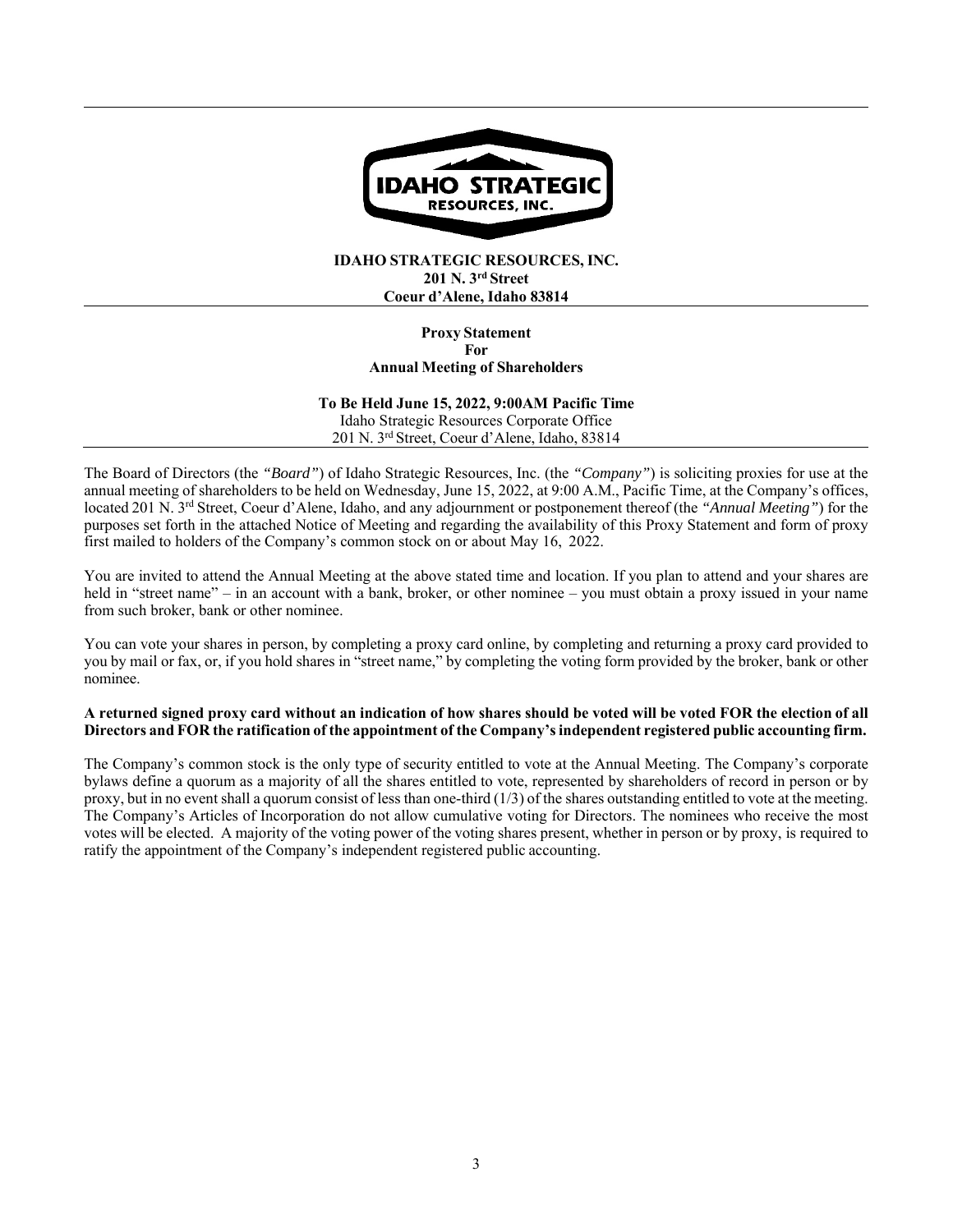**IDAHO STRATEGIC RESOURCES, INC.**
**201 N. 3rd Street**
**Coeur d'Alene, Idaho 83814**

**Proxy Statement**
**For**
**Annual Meeting of Shareholders**

**To Be Held June 15, 2022, 9:00AM Pacific Time**
Idaho Strategic Resources Corporate Office
201 N. 3rd Street, Coeur d'Alene, Idaho, 83814

The Board of Directors (the *"Board"*) of Idaho Strategic Resources, Inc. (the *"Company"*) is soliciting proxies for use at the annual meeting of shareholders to be held on Wednesday, June 15, 2022, at 9:00 A.M., Pacific Time, at the Company's offices, located 201 N. 3rd Street, Coeur d'Alene, Idaho, and any adjournment or postponement thereof (the *"Annual Meeting"*) for the purposes set forth in the attached Notice of Meeting and regarding the availability of this Proxy Statement and form of proxy first mailed to holders of the Company's common stock on or about May 16, 2022.

You are invited to attend the Annual Meeting at the above stated time and location. If you plan to attend and your shares are held in "street name" – in an account with a bank, broker, or other nominee – you must obtain a proxy issued in your name from such broker, bank or other nominee.

You can vote your shares in person, by completing a proxy card online, by completing and returning a proxy card provided to you by mail or fax, or, if you hold shares in "street name," by completing the voting form provided by the broker, bank or other nominee.

**A returned signed proxy card without an indication of how shares should be voted will be voted FOR the election of all Directors and FOR the ratification of the appointment of the Company's independent registered public accounting firm.**

The Company's common stock is the only type of security entitled to vote at the Annual Meeting. The Company's corporate bylaws define a quorum as a majority of all the shares entitled to vote, represented by shareholders of record in person or by proxy, but in no event shall a quorum consist of less than one-third (1/3) of the shares outstanding entitled to vote at the meeting. The Company's Articles of Incorporation do not allow cumulative voting for Directors. The nominees who receive the most votes will be elected. A majority of the voting power of the voting shares present, whether in person or by proxy, is required to ratify the appointment of the Company's independent registered public accounting.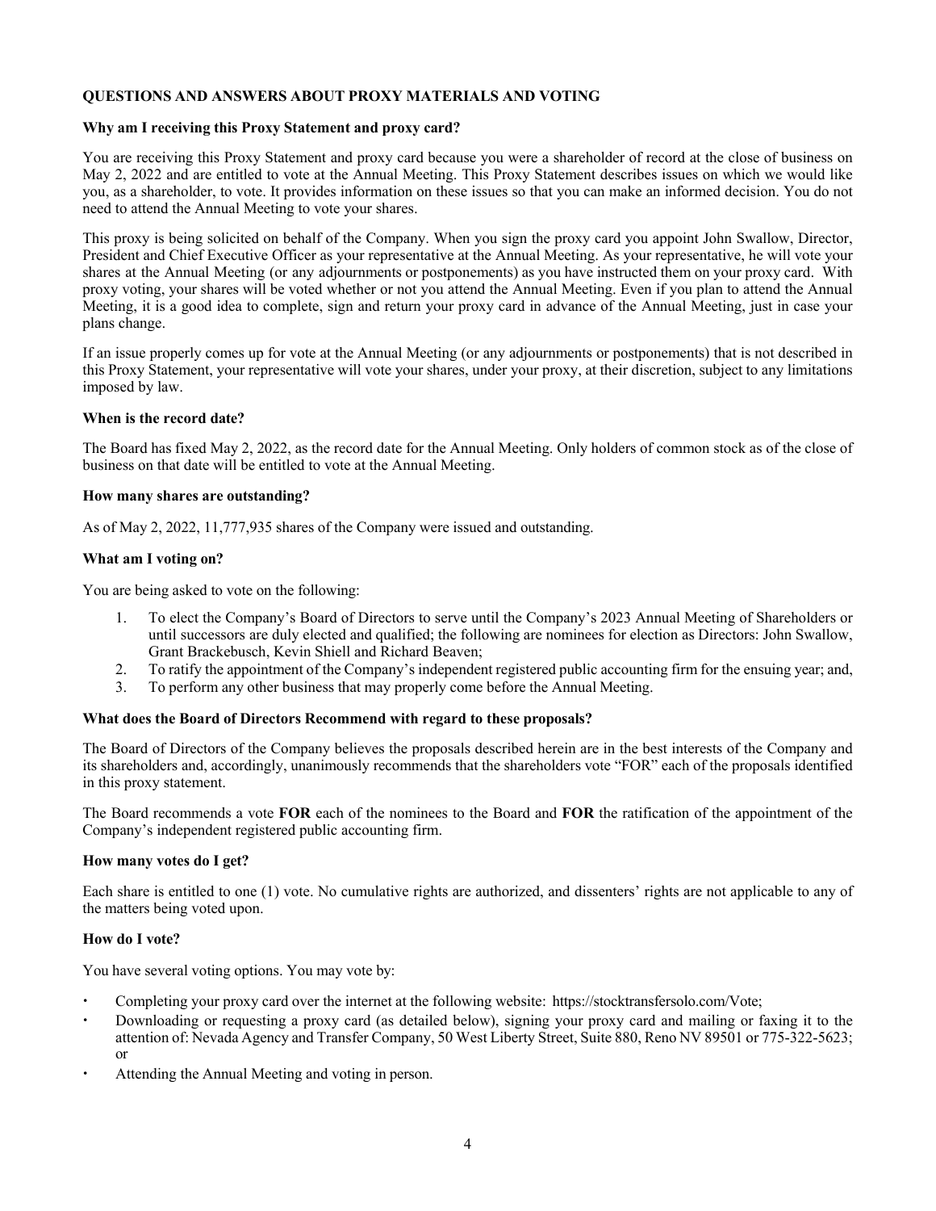## QUESTIONS AND ANSWERS ABOUT PROXY MATERIALS AND VOTING

**Why am I receiving this Proxy Statement and proxy card?**

You are receiving this Proxy Statement and proxy card because you were a shareholder of record at the close of business on May 2, 2022 and are entitled to vote at the Annual Meeting. This Proxy Statement describes issues on which we would like you, as a shareholder, to vote. It provides information on these issues so that you can make an informed decision. You do not need to attend the Annual Meeting to vote your shares.

This proxy is being solicited on behalf of the Company. When you sign the proxy card you appoint John Swallow, Director, President and Chief Executive Officer as your representative at the Annual Meeting. As your representative, he will vote your shares at the Annual Meeting (or any adjournments or postponements) as you have instructed them on your proxy card. With proxy voting, your shares will be voted whether or not you attend the Annual Meeting. Even if you plan to attend the Annual Meeting, it is a good idea to complete, sign and return your proxy card in advance of the Annual Meeting, just in case your plans change.

If an issue properly comes up for vote at the Annual Meeting (or any adjournments or postponements) that is not described in this Proxy Statement, your representative will vote your shares, under your proxy, at their discretion, subject to any limitations imposed by law.

**When is the record date?**

The Board has fixed May 2, 2022, as the record date for the Annual Meeting. Only holders of common stock as of the close of business on that date will be entitled to vote at the Annual Meeting.

**How many shares are outstanding?**

As of May 2, 2022, 11,777,935 shares of the Company were issued and outstanding.

**What am I voting on?**

You are being asked to vote on the following:

1. To elect the Company's Board of Directors to serve until the Company's 2023 Annual Meeting of Shareholders or until successors are duly elected and qualified; the following are nominees for election as Directors: John Swallow, Grant Brackebusch, Kevin Shiell and Richard Beaven;
2. To ratify the appointment of the Company's independent registered public accounting firm for the ensuing year; and,
3. To perform any other business that may properly come before the Annual Meeting.

**What does the Board of Directors Recommend with regard to these proposals?**

The Board of Directors of the Company believes the proposals described herein are in the best interests of the Company and its shareholders and, accordingly, unanimously recommends that the shareholders vote "FOR" each of the proposals identified in this proxy statement.

The Board recommends a vote **FOR** each of the nominees to the Board and **FOR** the ratification of the appointment of the Company's independent registered public accounting firm.

**How many votes do I get?**

Each share is entitled to one (1) vote. No cumulative rights are authorized, and dissenters' rights are not applicable to any of the matters being voted upon.

**How do I vote?**

You have several voting options. You may vote by:

- Completing your proxy card over the internet at the following website: https://stocktransfersolo.com/Vote;
- Downloading or requesting a proxy card (as detailed below), signing your proxy card and mailing or faxing it to the attention of: Nevada Agency and Transfer Company, 50 West Liberty Street, Suite 880, Reno NV 89501 or 775-322-5623; or
- Attending the Annual Meeting and voting in person.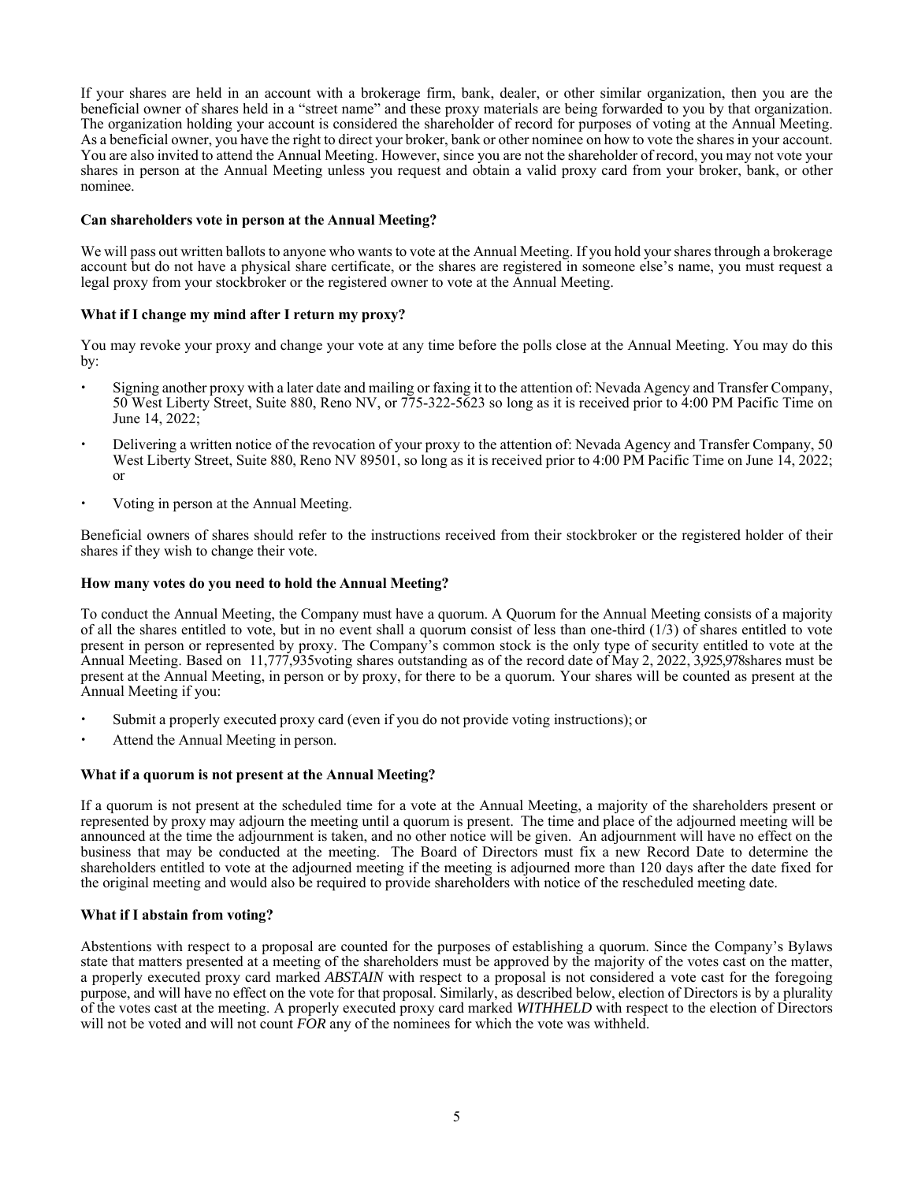If your shares are held in an account with a brokerage firm, bank, dealer, or other similar organization, then you are the beneficial owner of shares held in a "street name" and these proxy materials are being forwarded to you by that organization. The organization holding your account is considered the shareholder of record for purposes of voting at the Annual Meeting. As a beneficial owner, you have the right to direct your broker, bank or other nominee on how to vote the shares in your account. You are also invited to attend the Annual Meeting. However, since you are not the shareholder of record, you may not vote your shares in person at the Annual Meeting unless you request and obtain a valid proxy card from your broker, bank, or other nominee.

**Can shareholders vote in person at the Annual Meeting?**

We will pass out written ballots to anyone who wants to vote at the Annual Meeting. If you hold your shares through a brokerage account but do not have a physical share certificate, or the shares are registered in someone else's name, you must request a legal proxy from your stockbroker or the registered owner to vote at the Annual Meeting.

**What if I change my mind after I return my proxy?**

You may revoke your proxy and change your vote at any time before the polls close at the Annual Meeting. You may do this by:

- Signing another proxy with a later date and mailing or faxing it to the attention of: Nevada Agency and Transfer Company, 50 West Liberty Street, Suite 880, Reno NV, or 775-322-5623 so long as it is received prior to 4:00 PM Pacific Time on June 14, 2022;
- Delivering a written notice of the revocation of your proxy to the attention of: Nevada Agency and Transfer Company, 50 West Liberty Street, Suite 880, Reno NV 89501, so long as it is received prior to 4:00 PM Pacific Time on June 14, 2022; or
- Voting in person at the Annual Meeting.

Beneficial owners of shares should refer to the instructions received from their stockbroker or the registered holder of their shares if they wish to change their vote.

**How many votes do you need to hold the Annual Meeting?**

To conduct the Annual Meeting, the Company must have a quorum. A Quorum for the Annual Meeting consists of a majority of all the shares entitled to vote, but in no event shall a quorum consist of less than one-third (1/3) of shares entitled to vote present in person or represented by proxy. The Company's common stock is the only type of security entitled to vote at the Annual Meeting. Based on 11,777,935voting shares outstanding as of the record date of May 2, 2022, 3,925,978shares must be present at the Annual Meeting, in person or by proxy, for there to be a quorum. Your shares will be counted as present at the Annual Meeting if you:

- Submit a properly executed proxy card (even if you do not provide voting instructions); or
- Attend the Annual Meeting in person.

**What if a quorum is not present at the Annual Meeting?**

If a quorum is not present at the scheduled time for a vote at the Annual Meeting, a majority of the shareholders present or represented by proxy may adjourn the meeting until a quorum is present. The time and place of the adjourned meeting will be announced at the time the adjournment is taken, and no other notice will be given. An adjournment will have no effect on the business that may be conducted at the meeting. The Board of Directors must fix a new Record Date to determine the shareholders entitled to vote at the adjourned meeting if the meeting is adjourned more than 120 days after the date fixed for the original meeting and would also be required to provide shareholders with notice of the rescheduled meeting date.

**What if I abstain from voting?**

Abstentions with respect to a proposal are counted for the purposes of establishing a quorum. Since the Company's Bylaws state that matters presented at a meeting of the shareholders must be approved by the majority of the votes cast on the matter, a properly executed proxy card marked *ABSTAIN* with respect to a proposal is not considered a vote cast for the foregoing purpose, and will have no effect on the vote for that proposal. Similarly, as described below, election of Directors is by a plurality of the votes cast at the meeting. A properly executed proxy card marked *WITHHELD* with respect to the election of Directors will not be voted and will not count *FOR* any of the nominees for which the vote was withheld.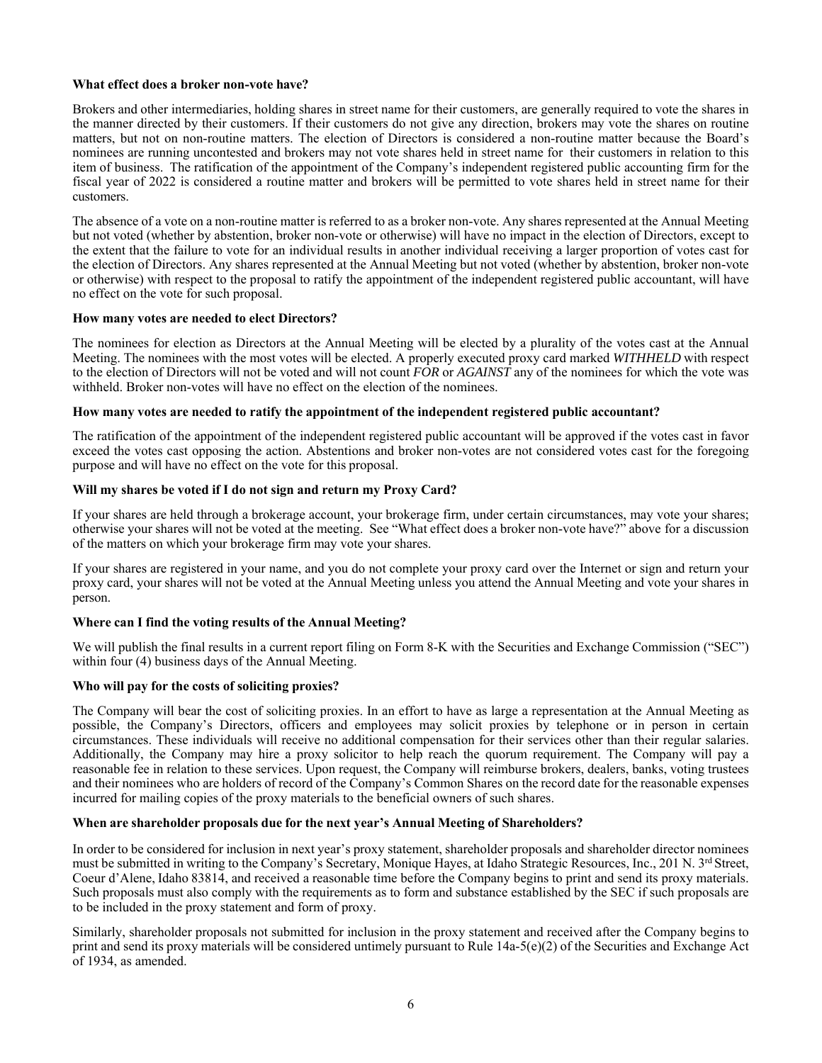**What effect does a broker non-vote have?**

Brokers and other intermediaries, holding shares in street name for their customers, are generally required to vote the shares in the manner directed by their customers. If their customers do not give any direction, brokers may vote the shares on routine matters, but not on non-routine matters. The election of Directors is considered a non-routine matter because the Board's nominees are running uncontested and brokers may not vote shares held in street name for their customers in relation to this item of business. The ratification of the appointment of the Company's independent registered public accounting firm for the fiscal year of 2022 is considered a routine matter and brokers will be permitted to vote shares held in street name for their customers.

The absence of a vote on a non-routine matter is referred to as a broker non-vote. Any shares represented at the Annual Meeting but not voted (whether by abstention, broker non-vote or otherwise) will have no impact in the election of Directors, except to the extent that the failure to vote for an individual results in another individual receiving a larger proportion of votes cast for the election of Directors. Any shares represented at the Annual Meeting but not voted (whether by abstention, broker non-vote or otherwise) with respect to the proposal to ratify the appointment of the independent registered public accountant, will have no effect on the vote for such proposal.

**How many votes are needed to elect Directors?**

The nominees for election as Directors at the Annual Meeting will be elected by a plurality of the votes cast at the Annual Meeting. The nominees with the most votes will be elected. A properly executed proxy card marked *WITHHELD* with respect to the election of Directors will not be voted and will not count *FOR* or *AGAINST* any of the nominees for which the vote was withheld. Broker non-votes will have no effect on the election of the nominees.

**How many votes are needed to ratify the appointment of the independent registered public accountant?**

The ratification of the appointment of the independent registered public accountant will be approved if the votes cast in favor exceed the votes cast opposing the action. Abstentions and broker non-votes are not considered votes cast for the foregoing purpose and will have no effect on the vote for this proposal.

**Will my shares be voted if I do not sign and return my Proxy Card?**

If your shares are held through a brokerage account, your brokerage firm, under certain circumstances, may vote your shares; otherwise your shares will not be voted at the meeting. See "What effect does a broker non-vote have?" above for a discussion of the matters on which your brokerage firm may vote your shares.

If your shares are registered in your name, and you do not complete your proxy card over the Internet or sign and return your proxy card, your shares will not be voted at the Annual Meeting unless you attend the Annual Meeting and vote your shares in person.

**Where can I find the voting results of the Annual Meeting?**

We will publish the final results in a current report filing on Form 8-K with the Securities and Exchange Commission ("SEC") within four (4) business days of the Annual Meeting.

**Who will pay for the costs of soliciting proxies?**

The Company will bear the cost of soliciting proxies. In an effort to have as large a representation at the Annual Meeting as possible, the Company's Directors, officers and employees may solicit proxies by telephone or in person in certain circumstances. These individuals will receive no additional compensation for their services other than their regular salaries. Additionally, the Company may hire a proxy solicitor to help reach the quorum requirement. The Company will pay a reasonable fee in relation to these services. Upon request, the Company will reimburse brokers, dealers, banks, voting trustees and their nominees who are holders of record of the Company's Common Shares on the record date for the reasonable expenses incurred for mailing copies of the proxy materials to the beneficial owners of such shares.

**When are shareholder proposals due for the next year's Annual Meeting of Shareholders?**

In order to be considered for inclusion in next year's proxy statement, shareholder proposals and shareholder director nominees must be submitted in writing to the Company's Secretary, Monique Hayes, at Idaho Strategic Resources, Inc., 201 N. 3rd Street, Coeur d'Alene, Idaho 83814, and received a reasonable time before the Company begins to print and send its proxy materials. Such proposals must also comply with the requirements as to form and substance established by the SEC if such proposals are to be included in the proxy statement and form of proxy.

Similarly, shareholder proposals not submitted for inclusion in the proxy statement and received after the Company begins to print and send its proxy materials will be considered untimely pursuant to Rule 14a-5(e)(2) of the Securities and Exchange Act of 1934, as amended.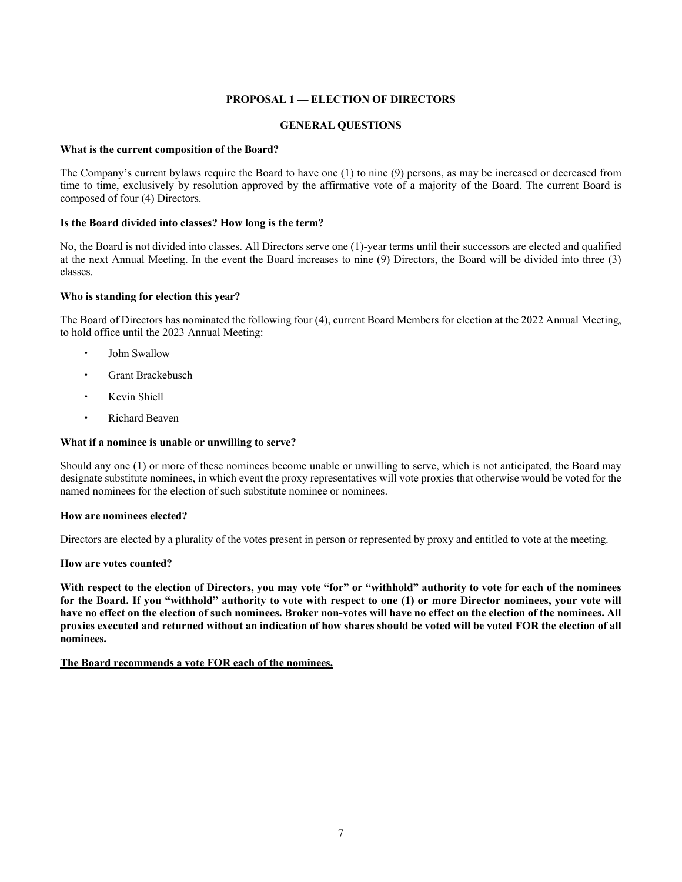## PROPOSAL 1 — ELECTION OF DIRECTORS

### GENERAL QUESTIONS

**What is the current composition of the Board?**

The Company's current bylaws require the Board to have one (1) to nine (9) persons, as may be increased or decreased from time to time, exclusively by resolution approved by the affirmative vote of a majority of the Board. The current Board is composed of four (4) Directors.

**Is the Board divided into classes? How long is the term?**

No, the Board is not divided into classes. All Directors serve one (1)-year terms until their successors are elected and qualified at the next Annual Meeting. In the event the Board increases to nine (9) Directors, the Board will be divided into three (3) classes.

**Who is standing for election this year?**

The Board of Directors has nominated the following four (4), current Board Members for election at the 2022 Annual Meeting, to hold office until the 2023 Annual Meeting:

- John Swallow
- Grant Brackebusch
- Kevin Shiell
- Richard Beaven

**What if a nominee is unable or unwilling to serve?**

Should any one (1) or more of these nominees become unable or unwilling to serve, which is not anticipated, the Board may designate substitute nominees, in which event the proxy representatives will vote proxies that otherwise would be voted for the named nominees for the election of such substitute nominee or nominees.

**How are nominees elected?**

Directors are elected by a plurality of the votes present in person or represented by proxy and entitled to vote at the meeting.

**How are votes counted?**

**With respect to the election of Directors, you may vote "for" or "withhold" authority to vote for each of the nominees for the Board. If you "withhold" authority to vote with respect to one (1) or more Director nominees, your vote will have no effect on the election of such nominees. Broker non-votes will have no effect on the election of the nominees. All proxies executed and returned without an indication of how shares should be voted will be voted FOR the election of all nominees.**

**The Board recommends a vote FOR each of the nominees.**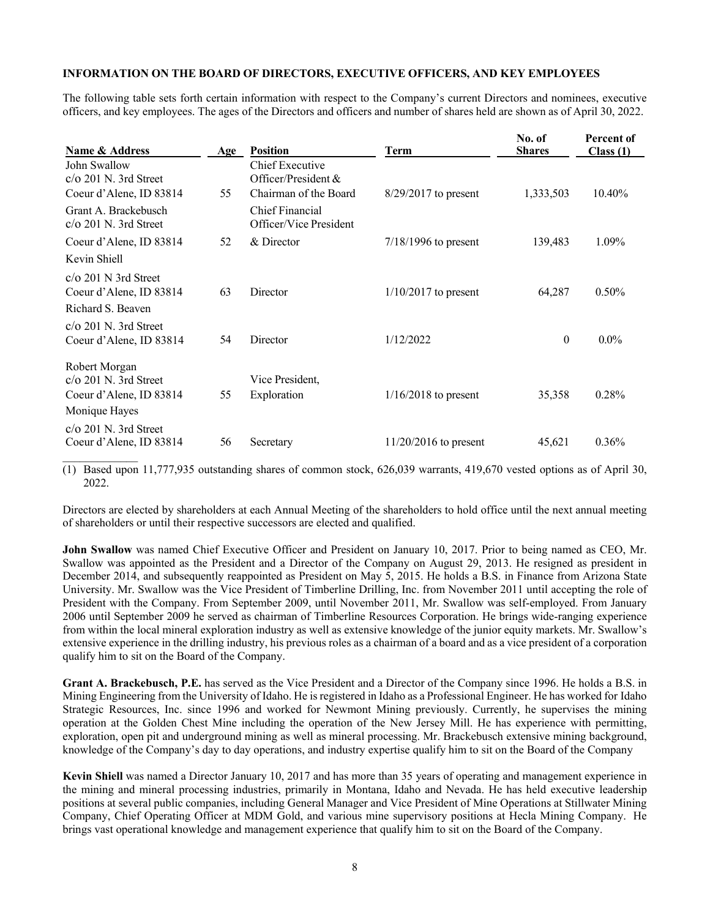**INFORMATION ON THE BOARD OF DIRECTORS, EXECUTIVE OFFICERS, AND KEY EMPLOYEES**

The following table sets forth certain information with respect to the Company's current Directors and nominees, executive officers, and key employees. The ages of the Directors and officers and number of shares held are shown as of April 30, 2022.

| Name & Address | Age | Position | Term | No. of Shares | Percent of Class (1) |
|---|---|---|---|---|---|
| John Swallow<br>c/o 201 N. 3rd Street<br>Coeur d'Alene, ID 83814 | 55 | Chief Executive Officer/President & Chairman of the Board | 8/29/2017 to present | 1,333,503 | 10.40% |
| Grant A. Brackebusch<br>c/o 201 N. 3rd Street<br>Coeur d'Alene, ID 83814 | 52 | Chief Financial Officer/Vice President & Director | 7/18/1996 to present | 139,483 | 1.09% |
| Kevin Shiell<br>c/o 201 N 3rd Street<br>Coeur d'Alene, ID 83814 | 63 | Director | 1/10/2017 to present | 64,287 | 0.50% |
| Richard S. Beaven<br>c/o 201 N. 3rd Street<br>Coeur d'Alene, ID 83814 | 54 | Director | 1/12/2022 | 0 | 0.0% |
| Robert Morgan<br>c/o 201 N. 3rd Street<br>Coeur d'Alene, ID 83814 | 55 | Vice President, Exploration | 1/16/2018 to present | 35,358 | 0.28% |
| Monique Hayes<br>c/o 201 N. 3rd Street<br>Coeur d'Alene, ID 83814 | 56 | Secretary | 11/20/2016 to present | 45,621 | 0.36% |

(1) Based upon 11,777,935 outstanding shares of common stock, 626,039 warrants, 419,670 vested options as of April 30, 2022.

Directors are elected by shareholders at each Annual Meeting of the shareholders to hold office until the next annual meeting of shareholders or until their respective successors are elected and qualified.

**John Swallow** was named Chief Executive Officer and President on January 10, 2017. Prior to being named as CEO, Mr. Swallow was appointed as the President and a Director of the Company on August 29, 2013. He resigned as president in December 2014, and subsequently reappointed as President on May 5, 2015. He holds a B.S. in Finance from Arizona State University. Mr. Swallow was the Vice President of Timberline Drilling, Inc. from November 2011 until accepting the role of President with the Company. From September 2009, until November 2011, Mr. Swallow was self-employed. From January 2006 until September 2009 he served as chairman of Timberline Resources Corporation. He brings wide-ranging experience from within the local mineral exploration industry as well as extensive knowledge of the junior equity markets. Mr. Swallow's extensive experience in the drilling industry, his previous roles as a chairman of a board and as a vice president of a corporation qualify him to sit on the Board of the Company.

**Grant A. Brackebusch, P.E.** has served as the Vice President and a Director of the Company since 1996. He holds a B.S. in Mining Engineering from the University of Idaho. He is registered in Idaho as a Professional Engineer. He has worked for Idaho Strategic Resources, Inc. since 1996 and worked for Newmont Mining previously. Currently, he supervises the mining operation at the Golden Chest Mine including the operation of the New Jersey Mill. He has experience with permitting, exploration, open pit and underground mining as well as mineral processing. Mr. Brackebusch extensive mining background, knowledge of the Company's day to day operations, and industry expertise qualify him to sit on the Board of the Company

**Kevin Shiell** was named a Director January 10, 2017 and has more than 35 years of operating and management experience in the mining and mineral processing industries, primarily in Montana, Idaho and Nevada. He has held executive leadership positions at several public companies, including General Manager and Vice President of Mine Operations at Stillwater Mining Company, Chief Operating Officer at MDM Gold, and various mine supervisory positions at Hecla Mining Company. He brings vast operational knowledge and management experience that qualify him to sit on the Board of the Company.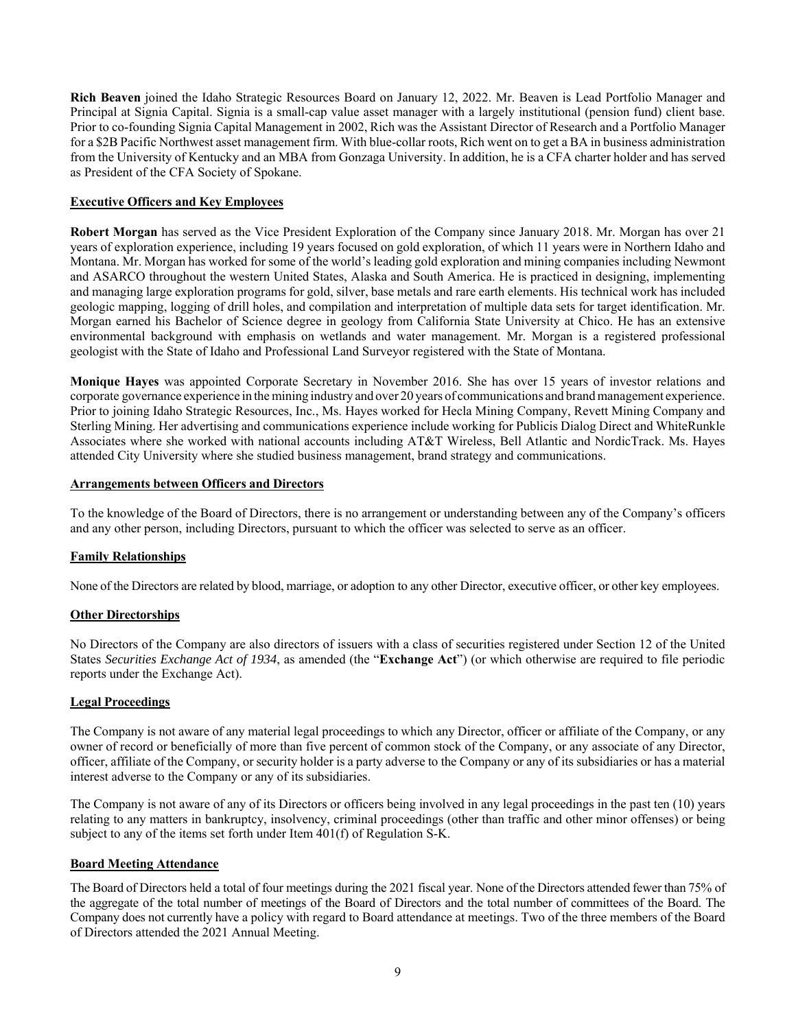**Rich Beaven** joined the Idaho Strategic Resources Board on January 12, 2022. Mr. Beaven is Lead Portfolio Manager and Principal at Signia Capital. Signia is a small-cap value asset manager with a largely institutional (pension fund) client base. Prior to co-founding Signia Capital Management in 2002, Rich was the Assistant Director of Research and a Portfolio Manager for a $2B Pacific Northwest asset management firm. With blue-collar roots, Rich went on to get a BA in business administration from the University of Kentucky and an MBA from Gonzaga University. In addition, he is a CFA charter holder and has served as President of the CFA Society of Spokane.

## Executive Officers and Key Employees

**Robert Morgan** has served as the Vice President Exploration of the Company since January 2018. Mr. Morgan has over 21 years of exploration experience, including 19 years focused on gold exploration, of which 11 years were in Northern Idaho and Montana. Mr. Morgan has worked for some of the world's leading gold exploration and mining companies including Newmont and ASARCO throughout the western United States, Alaska and South America. He is practiced in designing, implementing and managing large exploration programs for gold, silver, base metals and rare earth elements. His technical work has included geologic mapping, logging of drill holes, and compilation and interpretation of multiple data sets for target identification. Mr. Morgan earned his Bachelor of Science degree in geology from California State University at Chico. He has an extensive environmental background with emphasis on wetlands and water management. Mr. Morgan is a registered professional geologist with the State of Idaho and Professional Land Surveyor registered with the State of Montana.

**Monique Hayes** was appointed Corporate Secretary in November 2016. She has over 15 years of investor relations and corporate governance experience in the mining industry and over 20 years of communications and brand management experience. Prior to joining Idaho Strategic Resources, Inc., Ms. Hayes worked for Hecla Mining Company, Revett Mining Company and Sterling Mining. Her advertising and communications experience include working for Publicis Dialog Direct and WhiteRunkle Associates where she worked with national accounts including AT&T Wireless, Bell Atlantic and NordicTrack. Ms. Hayes attended City University where she studied business management, brand strategy and communications.

## Arrangements between Officers and Directors

To the knowledge of the Board of Directors, there is no arrangement or understanding between any of the Company's officers and any other person, including Directors, pursuant to which the officer was selected to serve as an officer.

## Family Relationships

None of the Directors are related by blood, marriage, or adoption to any other Director, executive officer, or other key employees.

## Other Directorships

No Directors of the Company are also directors of issuers with a class of securities registered under Section 12 of the United States *Securities Exchange Act of 1934*, as amended (the "**Exchange Act**") (or which otherwise are required to file periodic reports under the Exchange Act).

## Legal Proceedings

The Company is not aware of any material legal proceedings to which any Director, officer or affiliate of the Company, or any owner of record or beneficially of more than five percent of common stock of the Company, or any associate of any Director, officer, affiliate of the Company, or security holder is a party adverse to the Company or any of its subsidiaries or has a material interest adverse to the Company or any of its subsidiaries.

The Company is not aware of any of its Directors or officers being involved in any legal proceedings in the past ten (10) years relating to any matters in bankruptcy, insolvency, criminal proceedings (other than traffic and other minor offenses) or being subject to any of the items set forth under Item 401(f) of Regulation S-K.

## Board Meeting Attendance

The Board of Directors held a total of four meetings during the 2021 fiscal year. None of the Directors attended fewer than 75% of the aggregate of the total number of meetings of the Board of Directors and the total number of committees of the Board. The Company does not currently have a policy with regard to Board attendance at meetings. Two of the three members of the Board of Directors attended the 2021 Annual Meeting.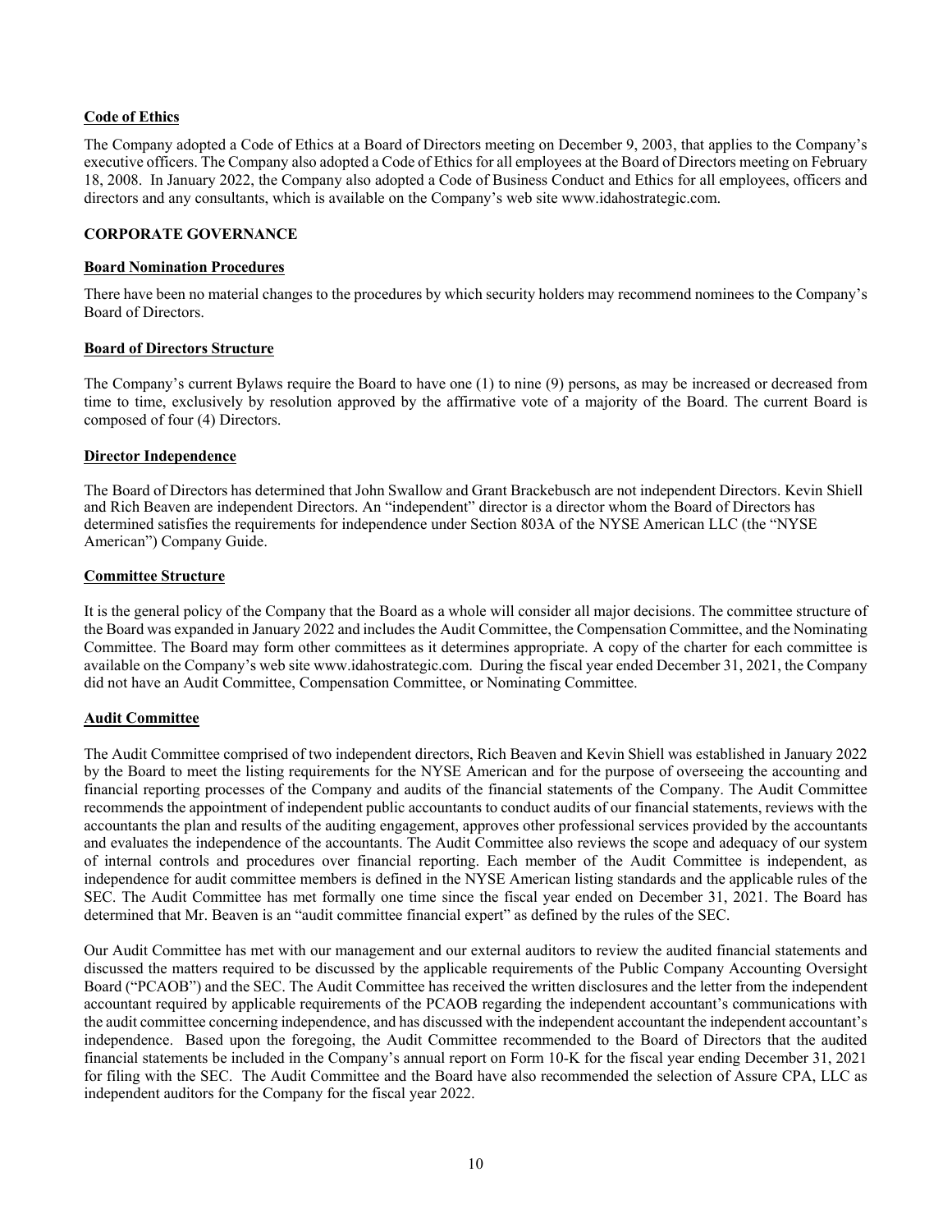**Code of Ethics**

The Company adopted a Code of Ethics at a Board of Directors meeting on December 9, 2003, that applies to the Company's executive officers. The Company also adopted a Code of Ethics for all employees at the Board of Directors meeting on February 18, 2008. In January 2022, the Company also adopted a Code of Business Conduct and Ethics for all employees, officers and directors and any consultants, which is available on the Company's web site www.idahostrategic.com.

## CORPORATE GOVERNANCE

**Board Nomination Procedures**

There have been no material changes to the procedures by which security holders may recommend nominees to the Company's Board of Directors.

**Board of Directors Structure**

The Company's current Bylaws require the Board to have one (1) to nine (9) persons, as may be increased or decreased from time to time, exclusively by resolution approved by the affirmative vote of a majority of the Board. The current Board is composed of four (4) Directors.

**Director Independence**

The Board of Directors has determined that John Swallow and Grant Brackebusch are not independent Directors. Kevin Shiell and Rich Beaven are independent Directors. An "independent" director is a director whom the Board of Directors has determined satisfies the requirements for independence under Section 803A of the NYSE American LLC (the "NYSE American") Company Guide.

**Committee Structure**

It is the general policy of the Company that the Board as a whole will consider all major decisions. The committee structure of the Board was expanded in January 2022 and includes the Audit Committee, the Compensation Committee, and the Nominating Committee. The Board may form other committees as it determines appropriate. A copy of the charter for each committee is available on the Company's web site www.idahostrategic.com. During the fiscal year ended December 31, 2021, the Company did not have an Audit Committee, Compensation Committee, or Nominating Committee.

**Audit Committee**

The Audit Committee comprised of two independent directors, Rich Beaven and Kevin Shiell was established in January 2022 by the Board to meet the listing requirements for the NYSE American and for the purpose of overseeing the accounting and financial reporting processes of the Company and audits of the financial statements of the Company. The Audit Committee recommends the appointment of independent public accountants to conduct audits of our financial statements, reviews with the accountants the plan and results of the auditing engagement, approves other professional services provided by the accountants and evaluates the independence of the accountants. The Audit Committee also reviews the scope and adequacy of our system of internal controls and procedures over financial reporting. Each member of the Audit Committee is independent, as independence for audit committee members is defined in the NYSE American listing standards and the applicable rules of the SEC. The Audit Committee has met formally one time since the fiscal year ended on December 31, 2021. The Board has determined that Mr. Beaven is an "audit committee financial expert" as defined by the rules of the SEC.

Our Audit Committee has met with our management and our external auditors to review the audited financial statements and discussed the matters required to be discussed by the applicable requirements of the Public Company Accounting Oversight Board ("PCAOB") and the SEC. The Audit Committee has received the written disclosures and the letter from the independent accountant required by applicable requirements of the PCAOB regarding the independent accountant's communications with the audit committee concerning independence, and has discussed with the independent accountant the independent accountant's independence. Based upon the foregoing, the Audit Committee recommended to the Board of Directors that the audited financial statements be included in the Company's annual report on Form 10-K for the fiscal year ending December 31, 2021 for filing with the SEC. The Audit Committee and the Board have also recommended the selection of Assure CPA, LLC as independent auditors for the Company for the fiscal year 2022.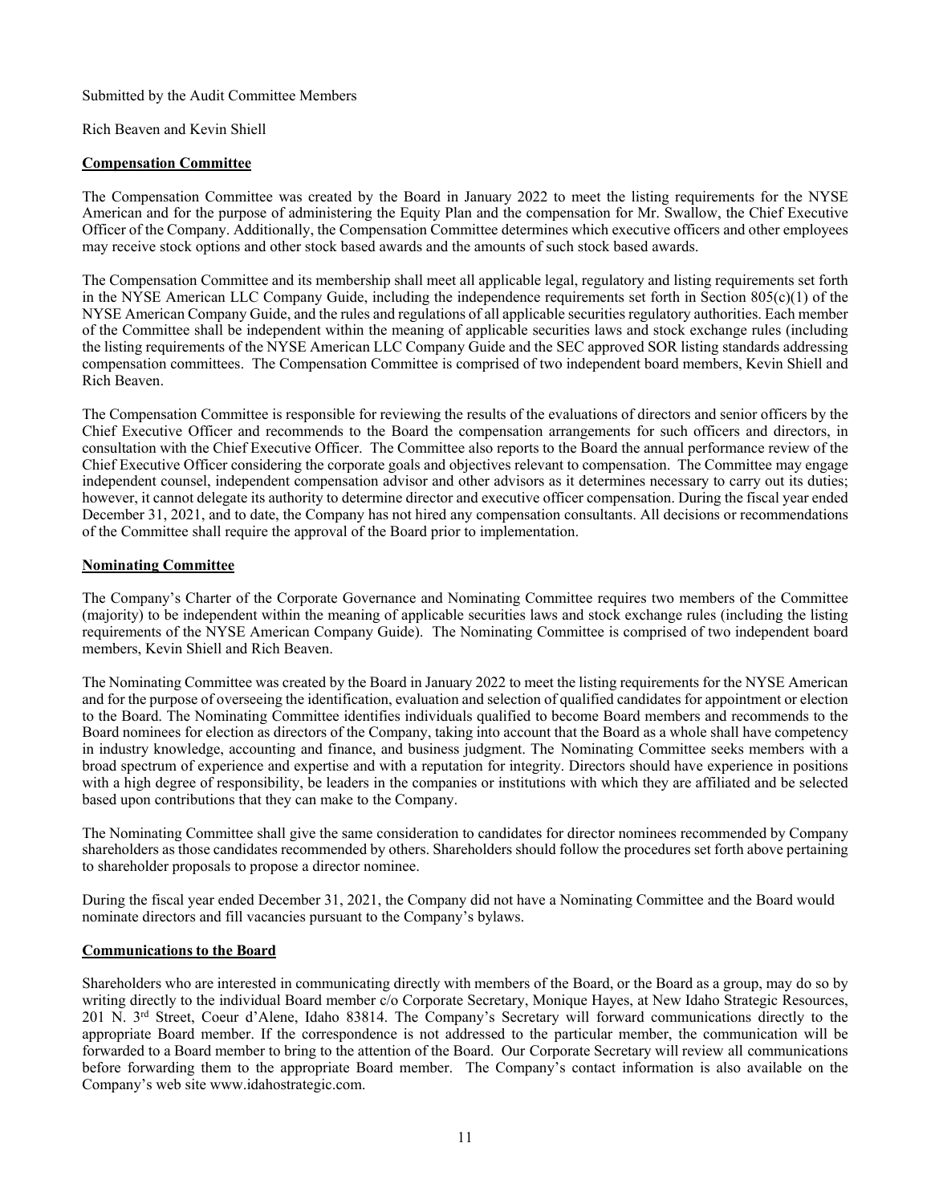Submitted by the Audit Committee Members

Rich Beaven and Kevin Shiell

**Compensation Committee**

The Compensation Committee was created by the Board in January 2022 to meet the listing requirements for the NYSE American and for the purpose of administering the Equity Plan and the compensation for Mr. Swallow, the Chief Executive Officer of the Company. Additionally, the Compensation Committee determines which executive officers and other employees may receive stock options and other stock based awards and the amounts of such stock based awards.

The Compensation Committee and its membership shall meet all applicable legal, regulatory and listing requirements set forth in the NYSE American LLC Company Guide, including the independence requirements set forth in Section 805(c)(1) of the NYSE American Company Guide, and the rules and regulations of all applicable securities regulatory authorities. Each member of the Committee shall be independent within the meaning of applicable securities laws and stock exchange rules (including the listing requirements of the NYSE American LLC Company Guide and the SEC approved SOR listing standards addressing compensation committees. The Compensation Committee is comprised of two independent board members, Kevin Shiell and Rich Beaven.

The Compensation Committee is responsible for reviewing the results of the evaluations of directors and senior officers by the Chief Executive Officer and recommends to the Board the compensation arrangements for such officers and directors, in consultation with the Chief Executive Officer. The Committee also reports to the Board the annual performance review of the Chief Executive Officer considering the corporate goals and objectives relevant to compensation. The Committee may engage independent counsel, independent compensation advisor and other advisors as it determines necessary to carry out its duties; however, it cannot delegate its authority to determine director and executive officer compensation. During the fiscal year ended December 31, 2021, and to date, the Company has not hired any compensation consultants. All decisions or recommendations of the Committee shall require the approval of the Board prior to implementation.

**Nominating Committee**

The Company's Charter of the Corporate Governance and Nominating Committee requires two members of the Committee (majority) to be independent within the meaning of applicable securities laws and stock exchange rules (including the listing requirements of the NYSE American Company Guide). The Nominating Committee is comprised of two independent board members, Kevin Shiell and Rich Beaven.

The Nominating Committee was created by the Board in January 2022 to meet the listing requirements for the NYSE American and for the purpose of overseeing the identification, evaluation and selection of qualified candidates for appointment or election to the Board. The Nominating Committee identifies individuals qualified to become Board members and recommends to the Board nominees for election as directors of the Company, taking into account that the Board as a whole shall have competency in industry knowledge, accounting and finance, and business judgment. The Nominating Committee seeks members with a broad spectrum of experience and expertise and with a reputation for integrity. Directors should have experience in positions with a high degree of responsibility, be leaders in the companies or institutions with which they are affiliated and be selected based upon contributions that they can make to the Company.

The Nominating Committee shall give the same consideration to candidates for director nominees recommended by Company shareholders as those candidates recommended by others. Shareholders should follow the procedures set forth above pertaining to shareholder proposals to propose a director nominee.

During the fiscal year ended December 31, 2021, the Company did not have a Nominating Committee and the Board would nominate directors and fill vacancies pursuant to the Company's bylaws.

**Communications to the Board**

Shareholders who are interested in communicating directly with members of the Board, or the Board as a group, may do so by writing directly to the individual Board member c/o Corporate Secretary, Monique Hayes, at New Idaho Strategic Resources, 201 N. 3rd Street, Coeur d'Alene, Idaho 83814. The Company's Secretary will forward communications directly to the appropriate Board member. If the correspondence is not addressed to the particular member, the communication will be forwarded to a Board member to bring to the attention of the Board. Our Corporate Secretary will review all communications before forwarding them to the appropriate Board member. The Company's contact information is also available on the Company's web site www.idahostrategic.com.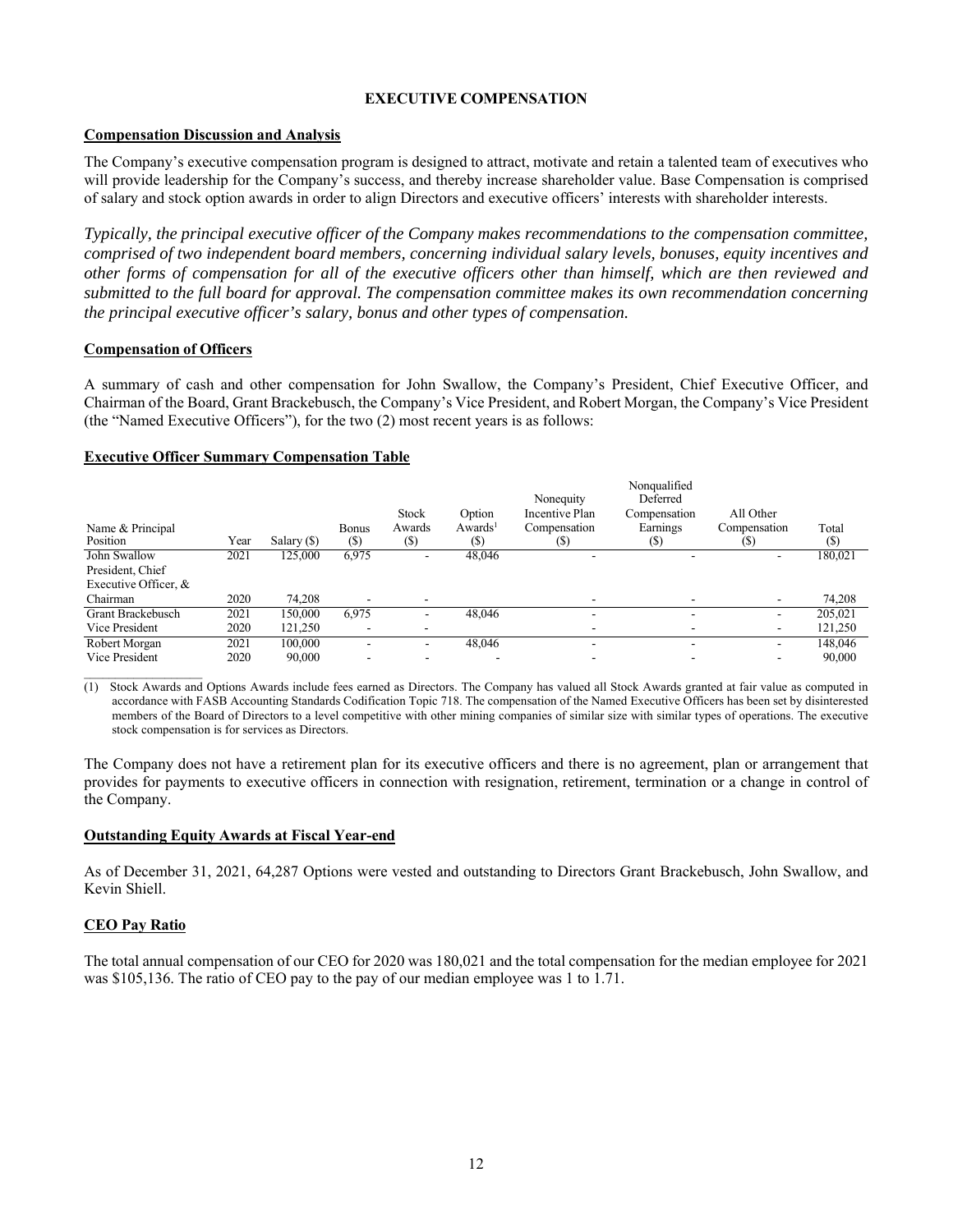**EXECUTIVE COMPENSATION**

**Compensation Discussion and Analysis**

The Company's executive compensation program is designed to attract, motivate and retain a talented team of executives who will provide leadership for the Company's success, and thereby increase shareholder value. Base Compensation is comprised of salary and stock option awards in order to align Directors and executive officers' interests with shareholder interests.

*Typically, the principal executive officer of the Company makes recommendations to the compensation committee, comprised of two independent board members, concerning individual salary levels, bonuses, equity incentives and other forms of compensation for all of the executive officers other than himself, which are then reviewed and submitted to the full board for approval. The compensation committee makes its own recommendation concerning the principal executive officer's salary, bonus and other types of compensation.*

**Compensation of Officers**

A summary of cash and other compensation for John Swallow, the Company's President, Chief Executive Officer, and Chairman of the Board, Grant Brackebusch, the Company's Vice President, and Robert Morgan, the Company's Vice President (the "Named Executive Officers"), for the two (2) most recent years is as follows:

**Executive Officer Summary Compensation Table**

| Name & Principal Position | Year | Salary ($) | Bonus ($) | Stock Awards ($) | Option Awards[1] ($) | Nonequity Incentive Plan Compensation ($) | Nonqualified Deferred Compensation Earnings ($) | All Other Compensation ($) | Total ($) |
|---|---|---|---|---|---|---|---|---|---|
| John Swallow President, Chief Executive Officer, & | 2021 | 125,000 | 6,975 | - | 48,046 | - | - | - | 180,021 |
| Chairman | 2020 | 74,208 | - | - | | - | - | - | 74,208 |
| Grant Brackebusch | 2021 | 150,000 | 6,975 | - | 48,046 | - | - | - | 205,021 |
| Vice President | 2020 | 121,250 | - | - | | - | - | - | 121,250 |
| Robert Morgan | 2021 | 100,000 | - | - | 48,046 | - | - | - | 148,046 |
| Vice President | 2020 | 90,000 | - | - | - | - | - | - | 90,000 |

(1) Stock Awards and Options Awards include fees earned as Directors. The Company has valued all Stock Awards granted at fair value as computed in accordance with FASB Accounting Standards Codification Topic 718. The compensation of the Named Executive Officers has been set by disinterested members of the Board of Directors to a level competitive with other mining companies of similar size with similar types of operations. The executive stock compensation is for services as Directors.

The Company does not have a retirement plan for its executive officers and there is no agreement, plan or arrangement that provides for payments to executive officers in connection with resignation, retirement, termination or a change in control of the Company.

**Outstanding Equity Awards at Fiscal Year-end**

As of December 31, 2021, 64,287 Options were vested and outstanding to Directors Grant Brackebusch, John Swallow, and Kevin Shiell.

**CEO Pay Ratio**

The total annual compensation of our CEO for 2020 was 180,021 and the total compensation for the median employee for 2021 was $105,136. The ratio of CEO pay to the pay of our median employee was 1 to 1.71.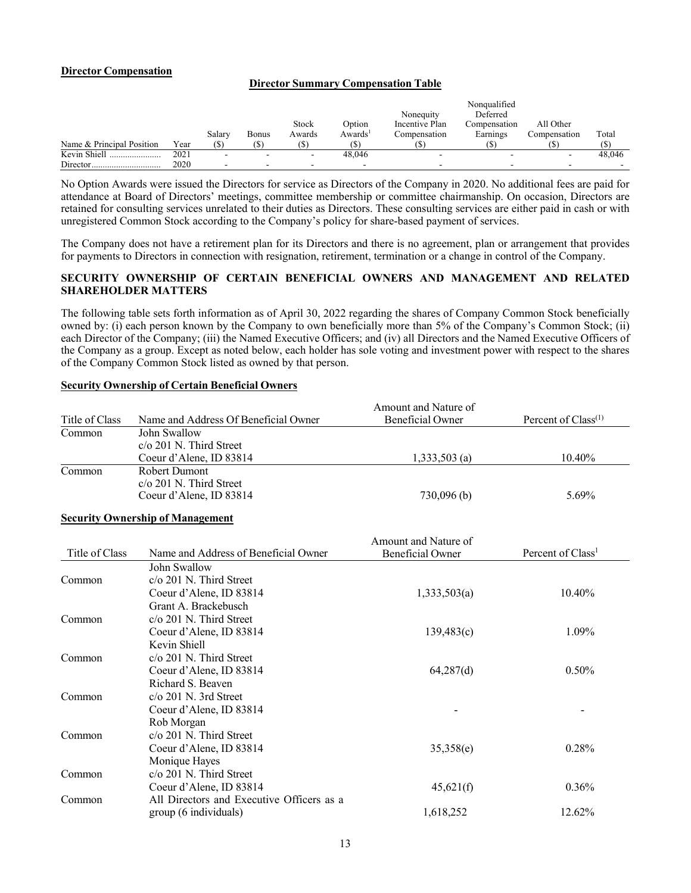**Director Compensation**

**Director Summary Compensation Table**

| Name & Principal Position | Year | Salary ($) | Bonus ($) | Stock Awards ($) | Option Awards[1] ($) | Nonequity Incentive Plan Compensation ($) | Nonqualified Deferred Compensation Earnings ($) | All Other Compensation ($) | Total ($) |
|---|---|---|---|---|---|---|---|---|---|
| Kevin Shiell ....................... | 2021 | - | - | - | 48,046 | - | - | - | 48,046 |
| Director............................... | 2020 | - | - | - | - | - | - | - | - |

No Option Awards were issued the Directors for service as Directors of the Company in 2020. No additional fees are paid for attendance at Board of Directors' meetings, committee membership or committee chairmanship. On occasion, Directors are retained for consulting services unrelated to their duties as Directors. These consulting services are either paid in cash or with unregistered Common Stock according to the Company's policy for share-based payment of services.

The Company does not have a retirement plan for its Directors and there is no agreement, plan or arrangement that provides for payments to Directors in connection with resignation, retirement, termination or a change in control of the Company.

## SECURITY OWNERSHIP OF CERTAIN BENEFICIAL OWNERS AND MANAGEMENT AND RELATED SHAREHOLDER MATTERS

The following table sets forth information as of April 30, 2022 regarding the shares of Company Common Stock beneficially owned by: (i) each person known by the Company to own beneficially more than 5% of the Company's Common Stock; (ii) each Director of the Company; (iii) the Named Executive Officers; and (iv) all Directors and the Named Executive Officers of the Company as a group. Except as noted below, each holder has sole voting and investment power with respect to the shares of the Company Common Stock listed as owned by that person.

**Security Ownership of Certain Beneficial Owners**

| Title of Class | Name and Address Of Beneficial Owner | Amount and Nature of Beneficial Owner | Percent of Class(1) |
|---|---|---|---|
| Common | John Swallow<br>c/o 201 N. Third Street<br>Coeur d'Alene, ID 83814 | 1,333,503 (a) | 10.40% |
| Common | Robert Dumont<br>c/o 201 N. Third Street<br>Coeur d'Alene, ID 83814 | 730,096 (b) | 5.69% |

**Security Ownership of Management**

| Title of Class | Name and Address of Beneficial Owner | Amount and Nature of Beneficial Owner | Percent of Class[1] |
|---|---|---|---|
| Common | John Swallow<br>c/o 201 N. Third Street<br>Coeur d'Alene, ID 83814 | 1,333,503(a) | 10.40% |
| Common | Grant A. Brackebusch<br>c/o 201 N. Third Street<br>Coeur d'Alene, ID 83814 | 139,483(c) | 1.09% |
| Common | Kevin Shiell<br>c/o 201 N. Third Street<br>Coeur d'Alene, ID 83814 | 64,287(d) | 0.50% |
| Common | Richard S. Beaven<br>c/o 201 N. 3rd Street<br>Coeur d'Alene, ID 83814 | - | - |
| Common | Rob Morgan<br>c/o 201 N. Third Street<br>Coeur d'Alene, ID 83814 | 35,358(e) | 0.28% |
| Common | Monique Hayes<br>c/o 201 N. Third Street<br>Coeur d'Alene, ID 83814 | 45,621(f) | 0.36% |
| Common | All Directors and Executive Officers as a group (6 individuals) | 1,618,252 | 12.62% |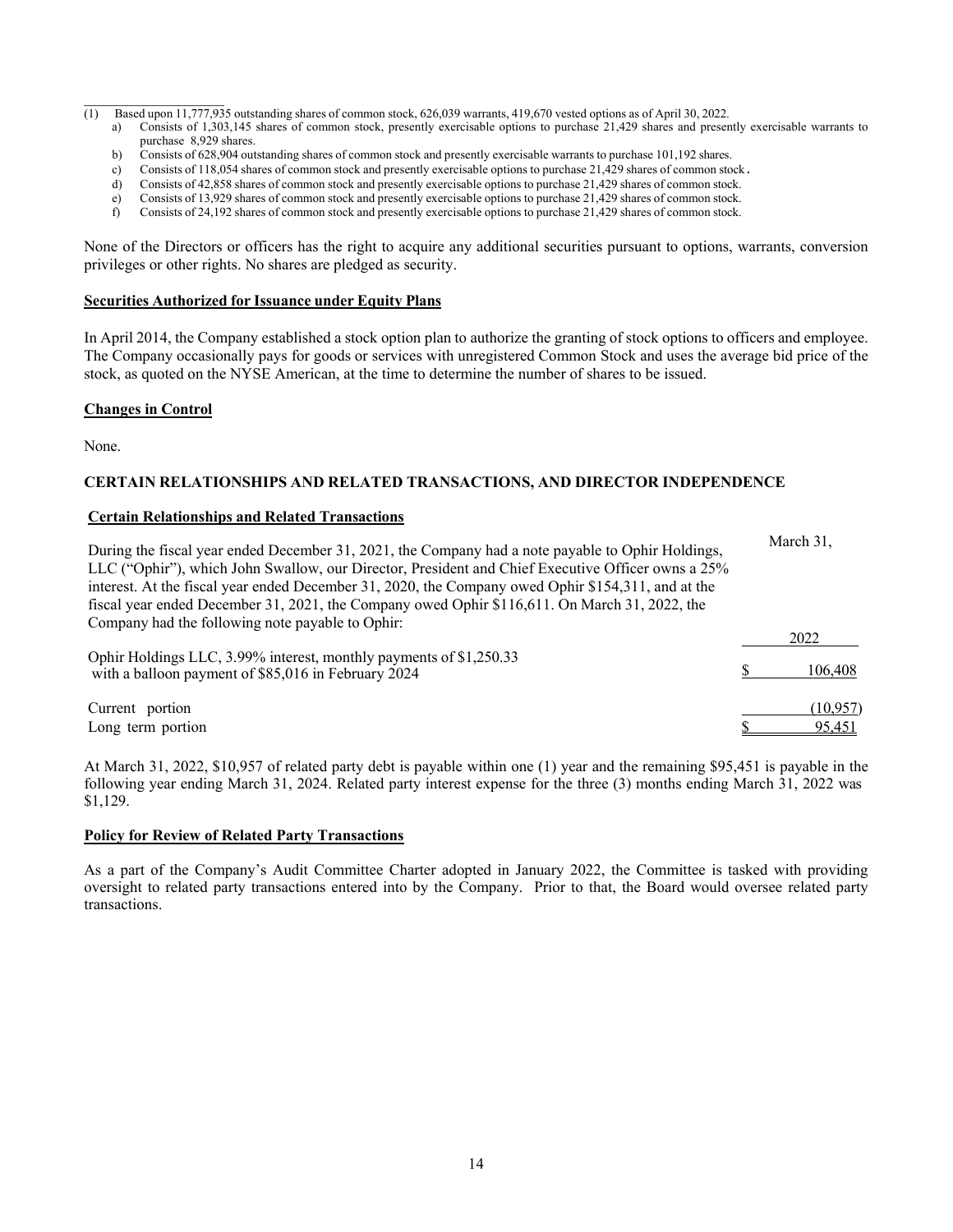(1) Based upon 11,777,935 outstanding shares of common stock, 626,039 warrants, 419,670 vested options as of April 30, 2022.

a) Consists of 1,303,145 shares of common stock, presently exercisable options to purchase 21,429 shares and presently exercisable warrants to purchase 8,929 shares.
b) Consists of 628,904 outstanding shares of common stock and presently exercisable warrants to purchase 101,192 shares.
c) Consists of 118,054 shares of common stock and presently exercisable options to purchase 21,429 shares of common stock.
d) Consists of 42,858 shares of common stock and presently exercisable options to purchase 21,429 shares of common stock.
e) Consists of 13,929 shares of common stock and presently exercisable options to purchase 21,429 shares of common stock.
f) Consists of 24,192 shares of common stock and presently exercisable options to purchase 21,429 shares of common stock.

None of the Directors or officers has the right to acquire any additional securities pursuant to options, warrants, conversion privileges or other rights. No shares are pledged as security.

**Securities Authorized for Issuance under Equity Plans**

In April 2014, the Company established a stock option plan to authorize the granting of stock options to officers and employee. The Company occasionally pays for goods or services with unregistered Common Stock and uses the average bid price of the stock, as quoted on the NYSE American, at the time to determine the number of shares to be issued.

**Changes in Control**

None.

## CERTAIN RELATIONSHIPS AND RELATED TRANSACTIONS, AND DIRECTOR INDEPENDENCE

**Certain Relationships and Related Transactions**

During the fiscal year ended December 31, 2021, the Company had a note payable to Ophir Holdings, LLC ("Ophir"), which John Swallow, our Director, President and Chief Executive Officer owns a 25% interest. At the fiscal year ended December 31, 2020, the Company owed Ophir $154,311, and at the fiscal year ended December 31, 2021, the Company owed Ophir $116,611. On March 31, 2022, the Company had the following note payable to Ophir:

| | March 31, 2022 |
|---|---|
| Ophir Holdings LLC, 3.99% interest, monthly payments of $1,250.33 with a balloon payment of $85,016 in February 2024 | $ 106,408 |
| Current portion | (10,957) |
| Long term portion | $ 95,451 |

At March 31, 2022, $10,957 of related party debt is payable within one (1) year and the remaining $95,451 is payable in the following year ending March 31, 2024. Related party interest expense for the three (3) months ending March 31, 2022 was $1,129.

**Policy for Review of Related Party Transactions**

As a part of the Company's Audit Committee Charter adopted in January 2022, the Committee is tasked with providing oversight to related party transactions entered into by the Company. Prior to that, the Board would oversee related party transactions.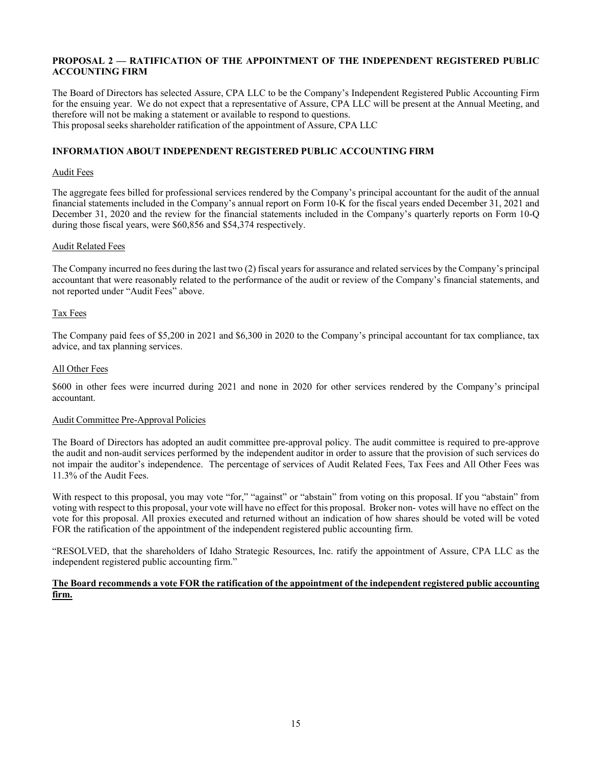## PROPOSAL 2 — RATIFICATION OF THE APPOINTMENT OF THE INDEPENDENT REGISTERED PUBLIC ACCOUNTING FIRM

The Board of Directors has selected Assure, CPA LLC to be the Company's Independent Registered Public Accounting Firm for the ensuing year. We do not expect that a representative of Assure, CPA LLC will be present at the Annual Meeting, and therefore will not be making a statement or available to respond to questions.
This proposal seeks shareholder ratification of the appointment of Assure, CPA LLC

## INFORMATION ABOUT INDEPENDENT REGISTERED PUBLIC ACCOUNTING FIRM

Audit Fees

The aggregate fees billed for professional services rendered by the Company's principal accountant for the audit of the annual financial statements included in the Company's annual report on Form 10-K for the fiscal years ended December 31, 2021 and December 31, 2020 and the review for the financial statements included in the Company's quarterly reports on Form 10-Q during those fiscal years, were $60,856 and $54,374 respectively.

Audit Related Fees

The Company incurred no fees during the last two (2) fiscal years for assurance and related services by the Company's principal accountant that were reasonably related to the performance of the audit or review of the Company's financial statements, and not reported under "Audit Fees" above.

Tax Fees

The Company paid fees of $5,200 in 2021 and $6,300 in 2020 to the Company's principal accountant for tax compliance, tax advice, and tax planning services.

All Other Fees

$600 in other fees were incurred during 2021 and none in 2020 for other services rendered by the Company's principal accountant.

Audit Committee Pre-Approval Policies

The Board of Directors has adopted an audit committee pre-approval policy. The audit committee is required to pre-approve the audit and non-audit services performed by the independent auditor in order to assure that the provision of such services do not impair the auditor's independence. The percentage of services of Audit Related Fees, Tax Fees and All Other Fees was 11.3% of the Audit Fees.

With respect to this proposal, you may vote "for," "against" or "abstain" from voting on this proposal. If you "abstain" from voting with respect to this proposal, your vote will have no effect for this proposal. Broker non- votes will have no effect on the vote for this proposal. All proxies executed and returned without an indication of how shares should be voted will be voted FOR the ratification of the appointment of the independent registered public accounting firm.

"RESOLVED, that the shareholders of Idaho Strategic Resources, Inc. ratify the appointment of Assure, CPA LLC as the independent registered public accounting firm."

**The Board recommends a vote FOR the ratification of the appointment of the independent registered public accounting firm.**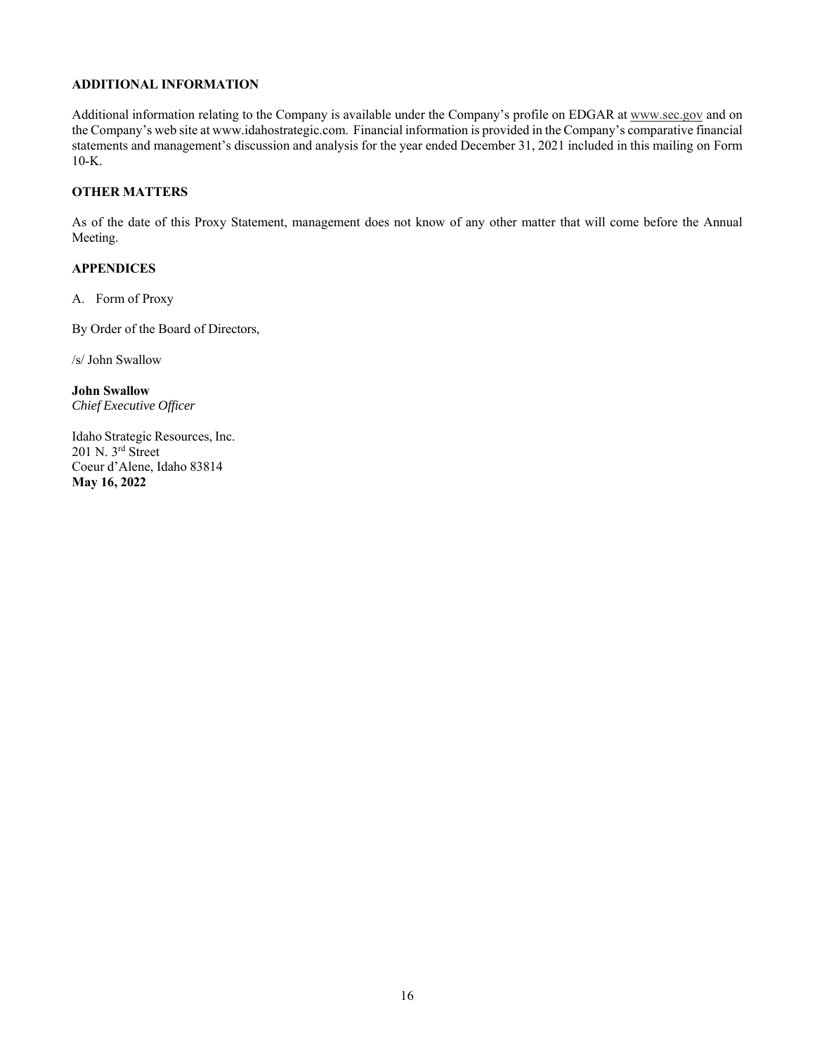## ADDITIONAL INFORMATION

Additional information relating to the Company is available under the Company's profile on EDGAR at www.sec.gov and on the Company's web site at www.idahostrategic.com. Financial information is provided in the Company's comparative financial statements and management's discussion and analysis for the year ended December 31, 2021 included in this mailing on Form 10-K.

## OTHER MATTERS

As of the date of this Proxy Statement, management does not know of any other matter that will come before the Annual Meeting.

## APPENDICES

A. Form of Proxy

By Order of the Board of Directors,

/s/ John Swallow

**John Swallow**
*Chief Executive Officer*

Idaho Strategic Resources, Inc.
201 N. 3rd Street
Coeur d'Alene, Idaho 83814
**May 16, 2022**